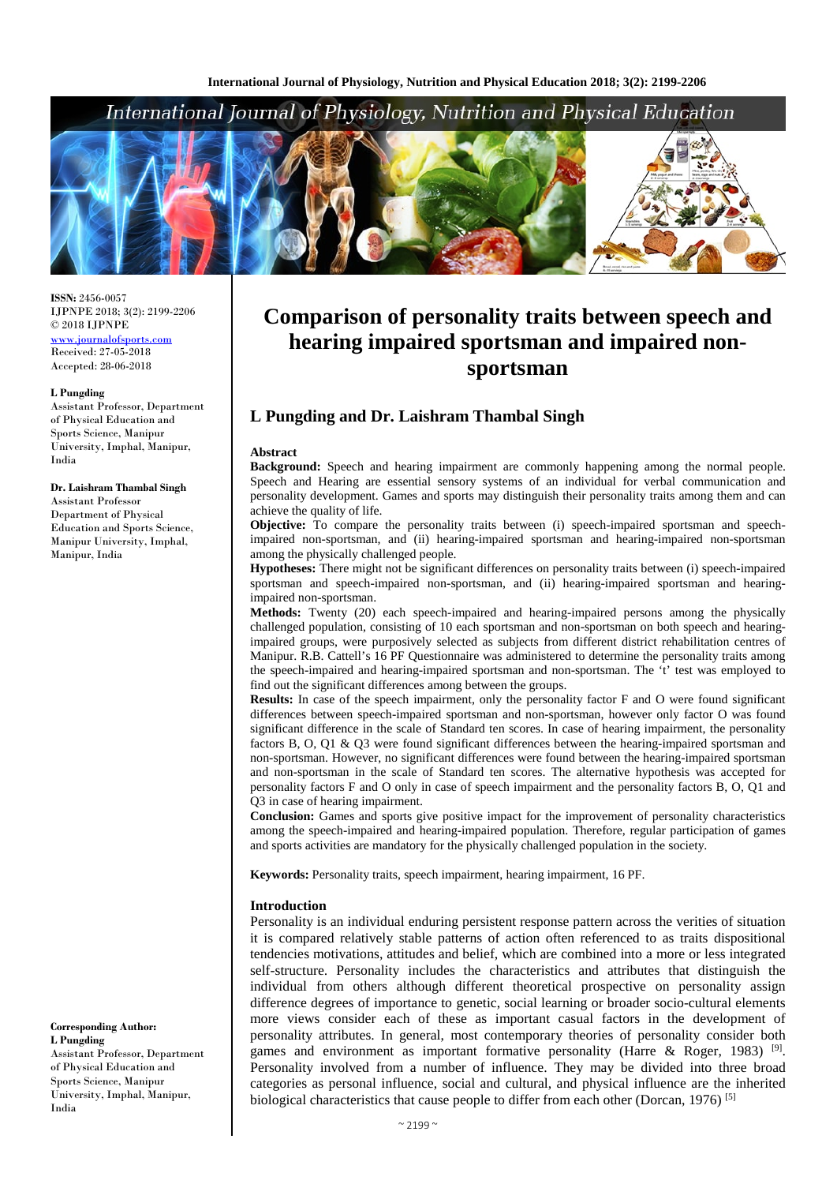ISSN: 2456-0057
IJPNPE 2018; 3(2): 2199-2206
© 2018 IJPNPE
www.journalofsports.com
Received: 27-05-2018
Accepted: 28-06-2018

**L Pungding**
Assistant Professor, Department of Physical Education and Sports Science, Manipur University, Imphal, Manipur, India

**Dr. Laishram Thambal Singh**
Assistant Professor
Department of Physical Education and Sports Science, Manipur University, Imphal, Manipur, India

**Corresponding Author:**
**L Pungding**
Assistant Professor, Department of Physical Education and Sports Science, Manipur University, Imphal, Manipur, India

# Comparison of personality traits between speech and hearing impaired sportsman and impaired non-sportsman

## L Pungding and Dr. Laishram Thambal Singh

### Abstract

**Background:** Speech and hearing impairment are commonly happening among the normal people. Speech and Hearing are essential sensory systems of an individual for verbal communication and personality development. Games and sports may distinguish their personality traits among them and can achieve the quality of life.

**Objective:** To compare the personality traits between (i) speech-impaired sportsman and speech-impaired non-sportsman, and (ii) hearing-impaired sportsman and hearing-impaired non-sportsman among the physically challenged people.

**Hypotheses:** There might not be significant differences on personality traits between (i) speech-impaired sportsman and speech-impaired non-sportsman, and (ii) hearing-impaired sportsman and hearing-impaired non-sportsman.

**Methods:** Twenty (20) each speech-impaired and hearing-impaired persons among the physically challenged population, consisting of 10 each sportsman and non-sportsman on both speech and hearing-impaired groups, were purposively selected as subjects from different district rehabilitation centres of Manipur. R.B. Cattell's 16 PF Questionnaire was administered to determine the personality traits among the speech-impaired and hearing-impaired sportsman and non-sportsman. The 't' test was employed to find out the significant differences among between the groups.

**Results:** In case of the speech impairment, only the personality factor F and O were found significant differences between speech-impaired sportsman and non-sportsman, however only factor O was found significant difference in the scale of Standard ten scores. In case of hearing impairment, the personality factors B, O, Q1 & Q3 were found significant differences between the hearing-impaired sportsman and non-sportsman. However, no significant differences were found between the hearing-impaired sportsman and non-sportsman in the scale of Standard ten scores. The alternative hypothesis was accepted for personality factors F and O only in case of speech impairment and the personality factors B, O, Q1 and Q3 in case of hearing impairment.

**Conclusion:** Games and sports give positive impact for the improvement of personality characteristics among the speech-impaired and hearing-impaired population. Therefore, regular participation of games and sports activities are mandatory for the physically challenged population in the society.

**Keywords:** Personality traits, speech impairment, hearing impairment, 16 PF.

### Introduction

Personality is an individual enduring persistent response pattern across the verities of situation it is compared relatively stable patterns of action often referenced to as traits dispositional tendencies motivations, attitudes and belief, which are combined into a more or less integrated self-structure. Personality includes the characteristics and attributes that distinguish the individual from others although different theoretical prospective on personality assign difference degrees of importance to genetic, social learning or broader socio-cultural elements more views consider each of these as important casual factors in the development of personality attributes. In general, most contemporary theories of personality consider both games and environment as important formative personality (Harre & Roger, 1983) [9]. Personality involved from a number of influence. They may be divided into three broad categories as personal influence, social and cultural, and physical influence are the inherited biological characteristics that cause people to differ from each other (Dorcan, 1976) [5]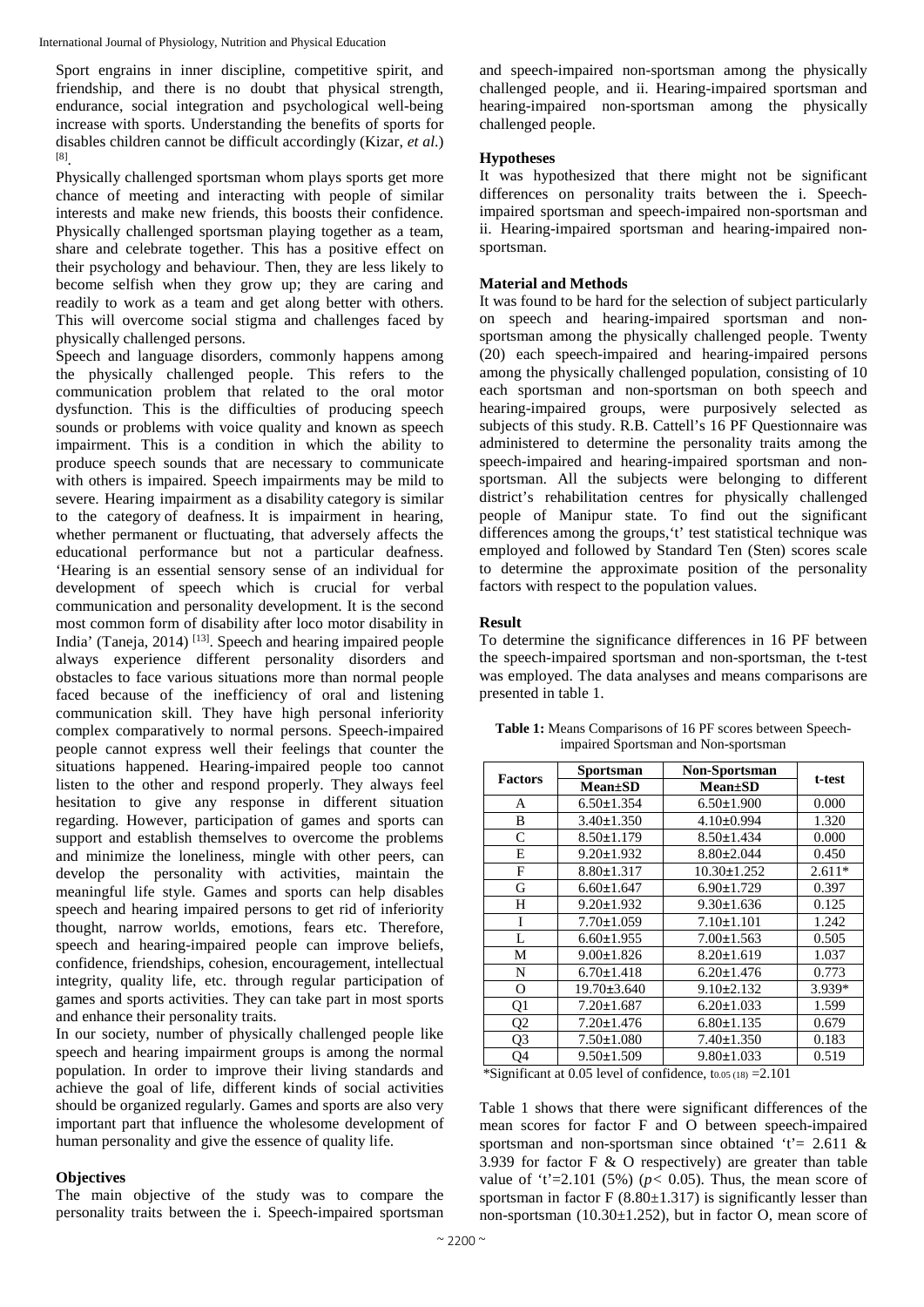Sport engrains in inner discipline, competitive spirit, and friendship, and there is no doubt that physical strength, endurance, social integration and psychological well-being increase with sports. Understanding the benefits of sports for disables children cannot be difficult accordingly (Kizar, *et al.*) [8].

Physically challenged sportsman whom plays sports get more chance of meeting and interacting with people of similar interests and make new friends, this boosts their confidence. Physically challenged sportsman playing together as a team, share and celebrate together. This has a positive effect on their psychology and behaviour. Then, they are less likely to become selfish when they grow up; they are caring and readily to work as a team and get along better with others. This will overcome social stigma and challenges faced by physically challenged persons.

Speech and language disorders, commonly happens among the physically challenged people. This refers to the communication problem that related to the oral motor dysfunction. This is the difficulties of producing speech sounds or problems with voice quality and known as speech impairment. This is a condition in which the ability to produce speech sounds that are necessary to communicate with others is impaired. Speech impairments may be mild to severe. Hearing impairment as a disability category is similar to the category of deafness. It is impairment in hearing, whether permanent or fluctuating, that adversely affects the educational performance but not a particular deafness. 'Hearing is an essential sensory sense of an individual for development of speech which is crucial for verbal communication and personality development. It is the second most common form of disability after loco motor disability in India' (Taneja, 2014) [13]. Speech and hearing impaired people always experience different personality disorders and obstacles to face various situations more than normal people faced because of the inefficiency of oral and listening communication skill. They have high personal inferiority complex comparatively to normal persons. Speech-impaired people cannot express well their feelings that counter the situations happened. Hearing-impaired people too cannot listen to the other and respond properly. They always feel hesitation to give any response in different situation regarding. However, participation of games and sports can support and establish themselves to overcome the problems and minimize the loneliness, mingle with other peers, can develop the personality with activities, maintain the meaningful life style. Games and sports can help disables speech and hearing impaired persons to get rid of inferiority thought, narrow worlds, emotions, fears etc. Therefore, speech and hearing-impaired people can improve beliefs, confidence, friendships, cohesion, encouragement, intellectual integrity, quality life, etc. through regular participation of games and sports activities. They can take part in most sports and enhance their personality traits.

In our society, number of physically challenged people like speech and hearing impairment groups is among the normal population. In order to improve their living standards and achieve the goal of life, different kinds of social activities should be organized regularly. Games and sports are also very important part that influence the wholesome development of human personality and give the essence of quality life.

## Objectives

The main objective of the study was to compare the personality traits between the i. Speech-impaired sportsman and speech-impaired non-sportsman among the physically challenged people, and ii. Hearing-impaired sportsman and hearing-impaired non-sportsman among the physically challenged people.

## Hypotheses

It was hypothesized that there might not be significant differences on personality traits between the i. Speech-impaired sportsman and speech-impaired non-sportsman and ii. Hearing-impaired sportsman and hearing-impaired non-sportsman.

## Material and Methods

It was found to be hard for the selection of subject particularly on speech and hearing-impaired sportsman and non-sportsman among the physically challenged people. Twenty (20) each speech-impaired and hearing-impaired persons among the physically challenged population, consisting of 10 each sportsman and non-sportsman on both speech and hearing-impaired groups, were purposively selected as subjects of this study. R.B. Cattell's 16 PF Questionnaire was administered to determine the personality traits among the speech-impaired and hearing-impaired sportsman and non-sportsman. All the subjects were belonging to different district's rehabilitation centres for physically challenged people of Manipur state. To find out the significant differences among the groups,'t' test statistical technique was employed and followed by Standard Ten (Sten) scores scale to determine the approximate position of the personality factors with respect to the population values.

## Result

To determine the significance differences in 16 PF between the speech-impaired sportsman and non-sportsman, the t-test was employed. The data analyses and means comparisons are presented in table 1.

**Table 1:** Means Comparisons of 16 PF scores between Speech-impaired Sportsman and Non-sportsman

| Factors | Sportsman Mean±SD | Non-Sportsman Mean±SD | t-test |
|---|---|---|---|
| A | 6.50±1.354 | 6.50±1.900 | 0.000 |
| B | 3.40±1.350 | 4.10±0.994 | 1.320 |
| C | 8.50±1.179 | 8.50±1.434 | 0.000 |
| E | 9.20±1.932 | 8.80±2.044 | 0.450 |
| F | 8.80±1.317 | 10.30±1.252 | 2.611* |
| G | 6.60±1.647 | 6.90±1.729 | 0.397 |
| H | 9.20±1.932 | 9.30±1.636 | 0.125 |
| I | 7.70±1.059 | 7.10±1.101 | 1.242 |
| L | 6.60±1.955 | 7.00±1.563 | 0.505 |
| M | 9.00±1.826 | 8.20±1.619 | 1.037 |
| N | 6.70±1.418 | 6.20±1.476 | 0.773 |
| O | 19.70±3.640 | 9.10±2.132 | 3.939* |
| Q1 | 7.20±1.687 | 6.20±1.033 | 1.599 |
| Q2 | 7.20±1.476 | 6.80±1.135 | 0.679 |
| Q3 | 7.50±1.080 | 7.40±1.350 | 0.183 |
| Q4 | 9.50±1.509 | 9.80±1.033 | 0.519 |

*Significant at 0.05 level of confidence, $t_{0.05\,(18)} = 2.101$

Table 1 shows that there were significant differences of the mean scores for factor F and O between speech-impaired sportsman and non-sportsman since obtained 't'= 2.611 & 3.939 for factor F & O respectively) are greater than table value of 't'=2.101 (5%) ($p < 0.05$). Thus, the mean score of sportsman in factor F (8.80±1.317) is significantly lesser than non-sportsman (10.30±1.252), but in factor O, mean score of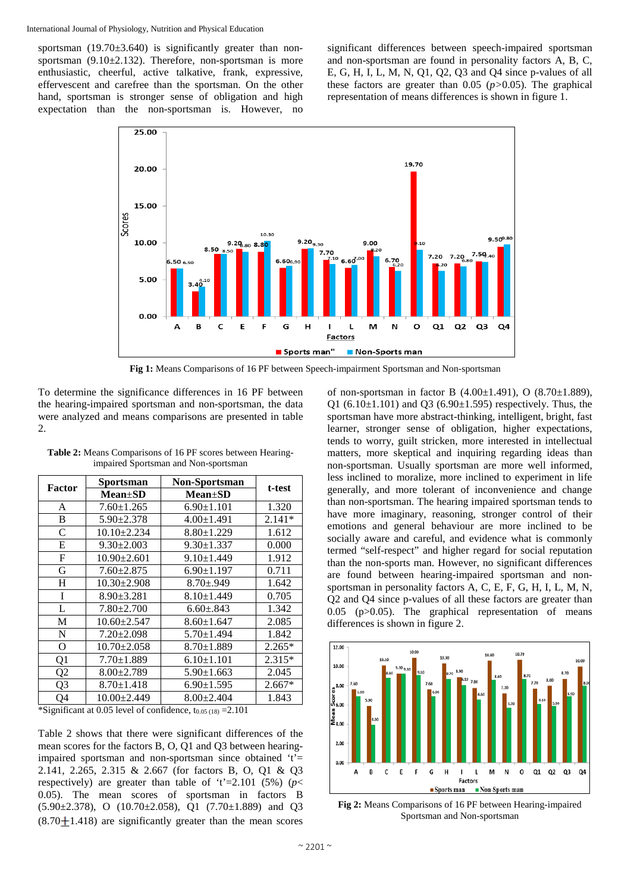sportsman (19.70±3.640) is significantly greater than non-sportsman (9.10±2.132). Therefore, non-sportsman is more enthusiastic, cheerful, active talkative, frank, expressive, effervescent and carefree than the sportsman. On the other hand, sportsman is stronger sense of obligation and high expectation than the non-sportsman is. However, no significant differences between speech-impaired sportsman and non-sportsman are found in personality factors A, B, C, E, G, H, I, L, M, N, Q1, Q2, Q3 and Q4 since p-values of all these factors are greater than 0.05 ($p>0.05$). The graphical representation of means differences is shown in figure 1.

**Fig 1:** Means Comparisons of 16 PF between Speech-impairment Sportsman and Non-sportsman

To determine the significance differences in 16 PF between the hearing-impaired sportsman and non-sportsman, the data were analyzed and means comparisons are presented in table 2.

**Table 2:** Means Comparisons of 16 PF scores between Hearing-impaired Sportsman and Non-sportsman

| Factor | Sportsman | Non-Sportsman | t-test |
|---|---|---|---|
| | Mean±SD | Mean±SD | |
| A | 7.60±1.265 | 6.90±1.101 | 1.320 |
| B | 5.90±2.378 | 4.00±1.491 | 2.141* |
| C | 10.10±2.234 | 8.80±1.229 | 1.612 |
| E | 9.30±2.003 | 9.30±1.337 | 0.000 |
| F | 10.90±2.601 | 9.10±1.449 | 1.912 |
| G | 7.60±2.875 | 6.90±1.197 | 0.711 |
| H | 10.30±2.908 | 8.70±.949 | 1.642 |
| I | 8.90±3.281 | 8.10±1.449 | 0.705 |
| L | 7.80±2.700 | 6.60±.843 | 1.342 |
| M | 10.60±2.547 | 8.60±1.647 | 2.085 |
| N | 7.20±2.098 | 5.70±1.494 | 1.842 |
| O | 10.70±2.058 | 8.70±1.889 | 2.265* |
| Q1 | 7.70±1.889 | 6.10±1.101 | 2.315* |
| Q2 | 8.00±2.789 | 5.90±1.663 | 2.045 |
| Q3 | 8.70±1.418 | 6.90±1.595 | 2.667* |
| Q4 | 10.00±2.449 | 8.00±2.404 | 1.843 |

*Significant at 0.05 level of confidence, $t_{0.05\,(18)} = 2.101$

Table 2 shows that there were significant differences of the mean scores for the factors B, O, Q1 and Q3 between hearing-impaired sportsman and non-sportsman since obtained 't'= 2.141, 2.265, 2.315 & 2.667 (for factors B, O, Q1 & Q3 respectively) are greater than table of 't'=2.101 (5%) ($p<0.05$). The mean scores of sportsman in factors B (5.90±2.378), O (10.70±2.058), Q1 (7.70±1.889) and Q3 (8.70±1.418) are significantly greater than the mean scores of non-sportsman in factor B (4.00±1.491), O (8.70±1.889), Q1 (6.10±1.101) and Q3 (6.90±1.595) respectively. Thus, the sportsman have more abstract-thinking, intelligent, bright, fast learner, stronger sense of obligation, higher expectations, tends to worry, guilt stricken, more interested in intellectual matters, more skeptical and inquiring regarding ideas than non-sportsman. Usually sportsman are more well informed, less inclined to moralize, more inclined to experiment in life generally, and more tolerant of inconvenience and change than non-sportsman. The hearing impaired sportsman tends to have more imaginary, reasoning, stronger control of their emotions and general behaviour are more inclined to be socially aware and careful, and evidence what is commonly termed "self-respect" and higher regard for social reputation than the non-sports man. However, no significant differences are found between hearing-impaired sportsman and non-sportsman in personality factors A, C, E, F, G, H, I, L, M, N, Q2 and Q4 since p-values of all these factors are greater than 0.05 ($p>0.05$). The graphical representation of means differences is shown in figure 2.

**Fig 2:** Means Comparisons of 16 PF between Hearing-impaired Sportsman and Non-sportsman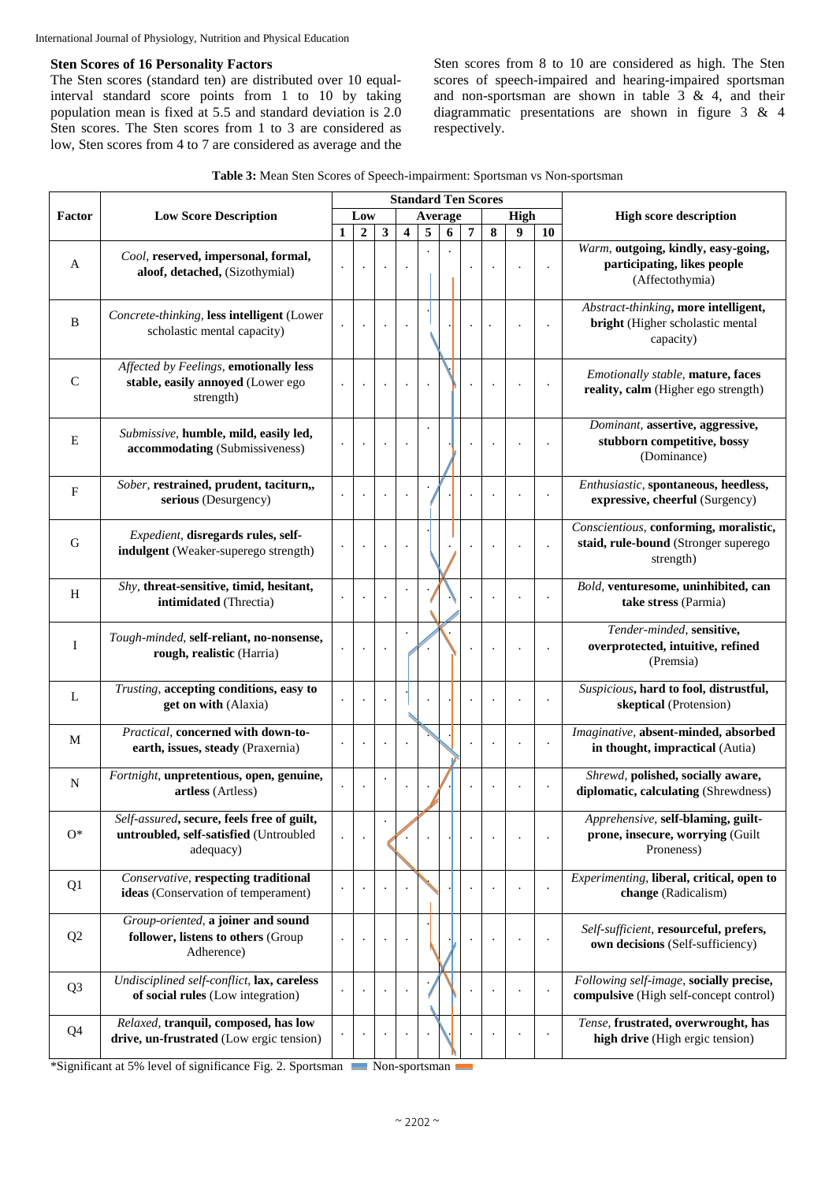### Sten Scores of 16 Personality Factors

The Sten scores (standard ten) are distributed over 10 equal-interval standard score points from 1 to 10 by taking population mean is fixed at 5.5 and standard deviation is 2.0 Sten scores. The Sten scores from 1 to 3 are considered as low, Sten scores from 4 to 7 are considered as average and the Sten scores from 8 to 10 are considered as high. The Sten scores of speech-impaired and hearing-impaired sportsman and non-sportsman are shown in table 3 & 4, and their diagrammatic presentations are shown in figure 3 & 4 respectively.

**Table 3:** Mean Sten Scores of Speech-impairment: Sportsman vs Non-sportsman

| Factor | Low Score Description | Standard Ten Scores | | | | | | | | | | High score description |
|---|---|---|---|---|---|---|---|---|---|---|---|---|
| | | Low | | | Average | | | | High | | | |
| | | 1 | 2 | 3 | 4 | 5 | 6 | 7 | 8 | 9 | 10 | |
| A | *Cool*, **reserved, impersonal, formal, aloof, detached,** (Sizothymial) | . | . | . | . | . | . | . | . | . | . | *Warm*, **outgoing, kindly, easy-going, participating, likes people** (Affectothymia) |
| B | *Concrete-thinking*, **less intelligent** (Lower scholastic mental capacity) | . | . | . | . | . | . | . | . | . | . | *Abstract-thinking*, **more intelligent, bright** (Higher scholastic mental capacity) |
| C | *Affected by Feelings*, **emotionally less stable, easily annoyed** (Lower ego strength) | . | . | . | . | . | . | . | . | . | . | *Emotionally stable*, **mature, faces reality, calm** (Higher ego strength) |
| E | *Submissive*, **humble, mild, easily led, accommodating** (Submissiveness) | . | . | . | . | . | . | . | . | . | . | *Dominant*, **assertive, aggressive, stubborn competitive, bossy** (Dominance) |
| F | *Sober*, **restrained, prudent, taciturn,, serious** (Desurgency) | . | . | . | . | . | . | . | . | . | . | *Enthusiastic*, **spontaneous, heedless, expressive, cheerful** (Surgency) |
| G | *Expedient*, **disregards rules, self-indulgent** (Weaker-superego strength) | . | . | . | . | . | . | . | . | . | . | *Conscientious*, **conforming, moralistic, staid, rule-bound** (Stronger superego strength) |
| H | *Shy*, **threat-sensitive, timid, hesitant, intimidated** (Threctia) | . | . | . | . | . | . | . | . | . | . | *Bold*, **venturesome, uninhibited, can take stress** (Parmia) |
| I | *Tough-minded*, **self-reliant, no-nonsense, rough, realistic** (Harria) | . | . | . | . | . | . | . | . | . | . | *Tender-minded*, **sensitive, overprotected, intuitive, refined** (Premsia) |
| L | *Trusting*, **accepting conditions, easy to get on with** (Alaxia) | . | . | . | . | . | . | . | . | . | . | *Suspicious*, **hard to fool, distrustful, skeptical** (Protension) |
| M | *Practical*, **concerned with down-to-earth, issues, steady** (Praxernia) | . | . | . | . | . | . | . | . | . | . | *Imaginative*, **absent-minded, absorbed in thought, impractical** (Autia) |
| N | *Fortnight*, **unpretentious, open, genuine, artless** (Artless) | . | . | . | . | . | . | . | . | . | . | *Shrewd*, **polished, socially aware, diplomatic, calculating** (Shrewdness) |
| O* | *Self-assured*, **secure, feels free of guilt, untroubled, self-satisfied** (Untroubled adequacy) | . | . | . | . | . | . | . | . | . | . | *Apprehensive*, **self-blaming, guilt-prone, insecure, worrying** (Guilt Proneness) |
| Q1 | *Conservative*, **respecting traditional ideas** (Conservation of temperament) | . | . | . | . | . | . | . | . | . | . | *Experimenting*, **liberal, critical, open to change** (Radicalism) |
| Q2 | *Group-oriented*, **a joiner and sound follower, listens to others** (Group Adherence) | . | . | . | . | . | . | . | . | . | . | *Self-sufficient*, **resourceful, prefers, own decisions** (Self-sufficiency) |
| Q3 | *Undisciplined self-conflict*, **lax, careless of social rules** (Low integration) | . | . | . | . | . | . | . | . | . | . | *Following self-image*, **socially precise, compulsive** (High self-concept control) |
| Q4 | *Relaxed*, **tranquil, composed, has low drive, un-frustrated** (Low ergic tension) | . | . | . | . | . | . | . | . | . | . | *Tense*, **frustrated, overwrought, has high drive** (High ergic tension) |

*Significant at 5% level of significance Fig. 2. Sportsman Non-sportsman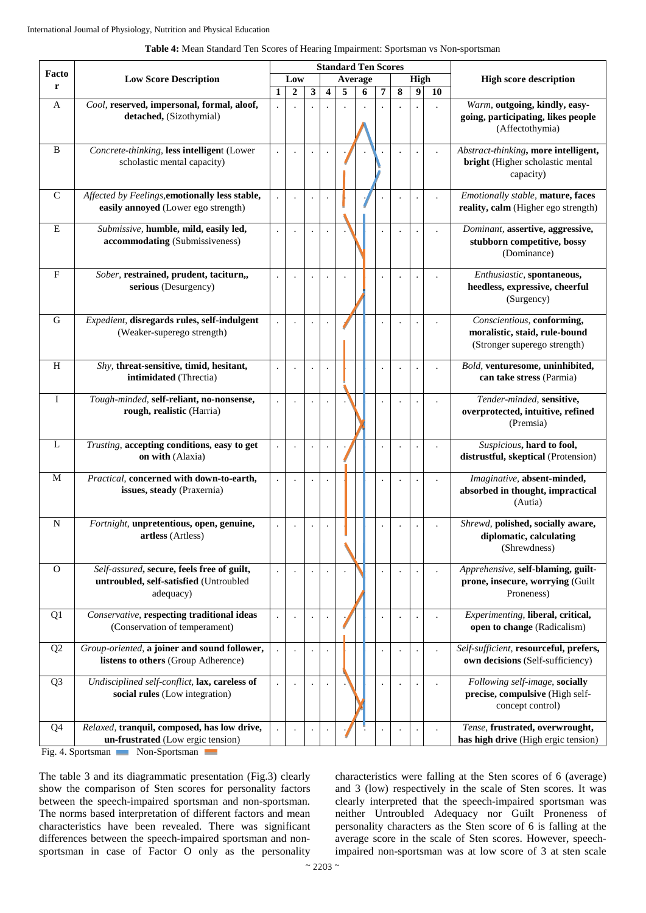**Table 4:** Mean Standard Ten Scores of Hearing Impairment: Sportsman vs Non-sportsman

| Factor | Low Score Description | Standard Ten Scores | | | | | | | | | | High score description |
|---|---|---|---|---|---|---|---|---|---|---|---|---|
| | | Low | | | Average | | | | High | | | |
| | | 1 | 2 | 3 | 4 | 5 | 6 | 7 | 8 | 9 | 10 | |
| A | *Cool,* **reserved, impersonal, formal, aloof, detached,** (Sizothymial) | . | . | . | . | . | . | . | . | . | . | *Warm,* **outgoing, kindly, easy-going, participating, likes people** (Affectothymia) |
| B | *Concrete-thinking,* **less intelligen**t (Lower scholastic mental capacity) | . | . | . | . | . | . | . | . | . | . | *Abstract-thinking,* **more intelligent, bright** (Higher scholastic mental capacity) |
| C | *Affected by Feelings,***emotionally less stable, easily annoyed** (Lower ego strength) | . | . | . | . | . | . | . | . | . | . | *Emotionally stable,* **mature, faces reality, calm** (Higher ego strength) |
| E | *Submissive,* **humble, mild, easily led, accommodating** (Submissiveness) | . | . | . | . | . | . | . | . | . | . | *Dominant,* **assertive, aggressive, stubborn competitive, bossy** (Dominance) |
| F | *Sober,* **restrained, prudent, taciturn,, serious** (Desurgency) | . | . | . | . | . | . | . | . | . | . | *Enthusiastic,* **spontaneous, heedless, expressive, cheerful** (Surgency) |
| G | *Expedient,* **disregards rules, self-indulgent** (Weaker-superego strength) | . | . | . | . | . | . | . | . | . | . | *Conscientious,* **conforming, moralistic, staid, rule-bound** (Stronger superego strength) |
| H | *Shy,* **threat-sensitive, timid, hesitant, intimidated** (Threctia) | . | . | . | . | . | . | . | . | . | . | *Bold,* **venturesome, uninhibited, can take stress** (Parmia) |
| I | *Tough-minded,* **self-reliant, no-nonsense, rough, realistic** (Harria) | . | . | . | . | . | . | . | . | . | . | *Tender-minded,* **sensitive, overprotected, intuitive, refined** (Premsia) |
| L | *Trusting,* **accepting conditions, easy to get on with** (Alaxia) | . | . | . | . | . | . | . | . | . | . | *Suspicious,* **hard to fool, distrustful, skeptical** (Protension) |
| M | *Practical,* **concerned with down-to-earth, issues, steady** (Praxernia) | . | . | . | . | . | . | . | . | . | . | *Imaginative,* **absent-minded, absorbed in thought, impractical** (Autia) |
| N | *Fortnight,* **unpretentious, open, genuine, artless** (Artless) | . | . | . | . | . | . | . | . | . | . | *Shrewd,* **polished, socially aware, diplomatic, calculating** (Shrewdness) |
| O | *Self-assured,* **secure, feels free of guilt, untroubled, self-satisfied** (Untroubled adequacy) | . | . | . | . | . | . | . | . | . | . | *Apprehensive,* **self-blaming, guilt-prone, insecure, worrying** (Guilt Proneness) |
| Q1 | *Conservative,* **respecting traditional ideas** (Conservation of temperament) | . | . | . | . | . | . | . | . | . | . | *Experimenting,* **liberal, critical, open to change** (Radicalism) |
| Q2 | *Group-oriented,* **a joiner and sound follower, listens to others** (Group Adherence) | . | . | . | . | . | . | . | . | . | . | *Self-sufficient,* **resourceful, prefers, own decisions** (Self-sufficiency) |
| Q3 | *Undisciplined self-conflict,* **lax, careless of social rules** (Low integration) | . | . | . | . | . | . | . | . | . | . | *Following self-image,* **socially precise, compulsive** (High self-concept control) |
| Q4 | *Relaxed,* **tranquil, composed, has low drive, un-frustrated** (Low ergic tension) | . | . | . | . | . | . | . | . | . | . | *Tense,* **frustrated, overwrought, has high drive** (High ergic tension) |

Fig. 4. Sportsman ▬ Non-Sportsman ▬

The table 3 and its diagrammatic presentation (Fig.3) clearly show the comparison of Sten scores for personality factors between the speech-impaired sportsman and non-sportsman. The norms based interpretation of different factors and mean characteristics have been revealed. There was significant differences between the speech-impaired sportsman and non-sportsman in case of Factor O only as the personality characteristics were falling at the Sten scores of 6 (average) and 3 (low) respectively in the scale of Sten scores. It was clearly interpreted that the speech-impaired sportsman was neither Untroubled Adequacy nor Guilt Proneness of personality characters as the Sten score of 6 is falling at the average score in the scale of Sten scores. However, speech-impaired non-sportsman was at low score of 3 at sten scale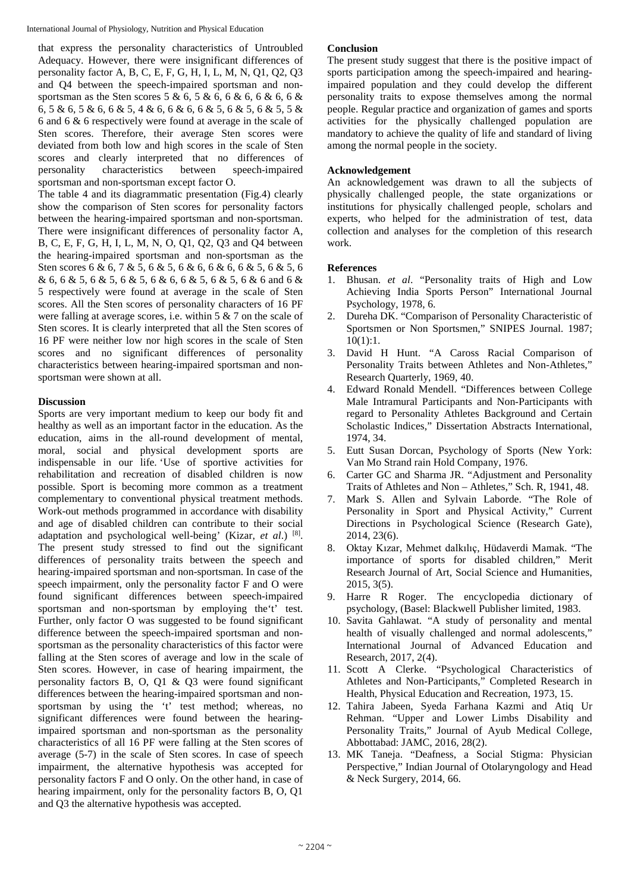that express the personality characteristics of Untroubled Adequacy. However, there were insignificant differences of personality factor A, B, C, E, F, G, H, I, L, M, N, Q1, Q2, Q3 and Q4 between the speech-impaired sportsman and non-sportsman as the Sten scores 5 & 6, 5 & 6, 6 & 6, 6 & 6, 6 & 6, 5 & 6, 5 & 6, 6 & 5, 4 & 6, 6 & 6, 6 & 5, 6 & 5, 6 & 5, 5 & 6 and 6 & 6 respectively were found at average in the scale of Sten scores. Therefore, their average Sten scores were deviated from both low and high scores in the scale of Sten scores and clearly interpreted that no differences of personality characteristics between speech-impaired sportsman and non-sportsman except factor O.

The table 4 and its diagrammatic presentation (Fig.4) clearly show the comparison of Sten scores for personality factors between the hearing-impaired sportsman and non-sportsman. There were insignificant differences of personality factor A, B, C, E, F, G, H, I, L, M, N, O, Q1, Q2, Q3 and Q4 between the hearing-impaired sportsman and non-sportsman as the Sten scores 6 & 6, 7 & 5, 6 & 5, 6 & 6, 6 & 6, 6 & 5, 6 & 5, 6 & 6, 6 & 5, 6 & 5, 6 & 5, 6 & 6, 6 & 5, 6 & 5, 6 & 6 and 6 & 5 respectively were found at average in the scale of Sten scores. All the Sten scores of personality characters of 16 PF were falling at average scores, i.e. within 5 & 7 on the scale of Sten scores. It is clearly interpreted that all the Sten scores of 16 PF were neither low nor high scores in the scale of Sten scores and no significant differences of personality characteristics between hearing-impaired sportsman and non-sportsman were shown at all.

## Discussion

Sports are very important medium to keep our body fit and healthy as well as an important factor in the education. As the education, aims in the all-round development of mental, moral, social and physical development sports are indispensable in our life. 'Use of sportive activities for rehabilitation and recreation of disabled children is now possible. Sport is becoming more common as a treatment complementary to conventional physical treatment methods. Work-out methods programmed in accordance with disability and age of disabled children can contribute to their social adaptation and psychological well-being' (Kizar, *et al*.) [8]. The present study stressed to find out the significant differences of personality traits between the speech and hearing-impaired sportsman and non-sportsman. In case of the speech impairment, only the personality factor F and O were found significant differences between speech-impaired sportsman and non-sportsman by employing the't' test. Further, only factor O was suggested to be found significant difference between the speech-impaired sportsman and non-sportsman as the personality characteristics of this factor were falling at the Sten scores of average and low in the scale of Sten scores. However, in case of hearing impairment, the personality factors B, O, Q1 & Q3 were found significant differences between the hearing-impaired sportsman and non-sportsman by using the 't' test method; whereas, no significant differences were found between the hearing-impaired sportsman and non-sportsman as the personality characteristics of all 16 PF were falling at the Sten scores of average (5-7) in the scale of Sten scores. In case of speech impairment, the alternative hypothesis was accepted for personality factors F and O only. On the other hand, in case of hearing impairment, only for the personality factors B, O, Q1 and Q3 the alternative hypothesis was accepted.

## Conclusion

The present study suggest that there is the positive impact of sports participation among the speech-impaired and hearing-impaired population and they could develop the different personality traits to expose themselves among the normal people. Regular practice and organization of games and sports activities for the physically challenged population are mandatory to achieve the quality of life and standard of living among the normal people in the society.

## Acknowledgement

An acknowledgement was drawn to all the subjects of physically challenged people, the state organizations or institutions for physically challenged people, scholars and experts, who helped for the administration of test, data collection and analyses for the completion of this research work.

## References

1. Bhusan. *et al*. "Personality traits of High and Low Achieving India Sports Person" International Journal Psychology, 1978, 6.
2. Dureha DK. "Comparison of Personality Characteristic of Sportsmen or Non Sportsmen," SNIPES Journal. 1987; 10(1):1.
3. David H Hunt. "A Caross Racial Comparison of Personality Traits between Athletes and Non-Athletes," Research Quarterly, 1969, 40.
4. Edward Ronald Mendell. "Differences between College Male Intramural Participants and Non-Participants with regard to Personality Athletes Background and Certain Scholastic Indices," Dissertation Abstracts International, 1974, 34.
5. Eutt Susan Dorcan, Psychology of Sports (New York: Van Mo Strand rain Hold Company, 1976.
6. Carter GC and Sharma JR. "Adjustment and Personality Traits of Athletes and Non – Athletes," Sch. R, 1941, 48.
7. Mark S. Allen and Sylvain Laborde. "The Role of Personality in Sport and Physical Activity," Current Directions in Psychological Science (Research Gate), 2014, 23(6).
8. Oktay Kızar, Mehmet dalkılıç, Hüdaverdi Mamak. "The importance of sports for disabled children," Merit Research Journal of Art, Social Science and Humanities, 2015, 3(5).
9. Harre R Roger. The encyclopedia dictionary of psychology, (Basel: Blackwell Publisher limited, 1983.
10. Savita Gahlawat. "A study of personality and mental health of visually challenged and normal adolescents," International Journal of Advanced Education and Research, 2017, 2(4).
11. Scott A Clerke. "Psychological Characteristics of Athletes and Non-Participants," Completed Research in Health, Physical Education and Recreation, 1973, 15.
12. Tahira Jabeen, Syeda Farhana Kazmi and Atiq Ur Rehman. "Upper and Lower Limbs Disability and Personality Traits," Journal of Ayub Medical College, Abbottabad: JAMC, 2016, 28(2).
13. MK Taneja. "Deafness, a Social Stigma: Physician Perspective," Indian Journal of Otolaryngology and Head & Neck Surgery, 2014, 66.